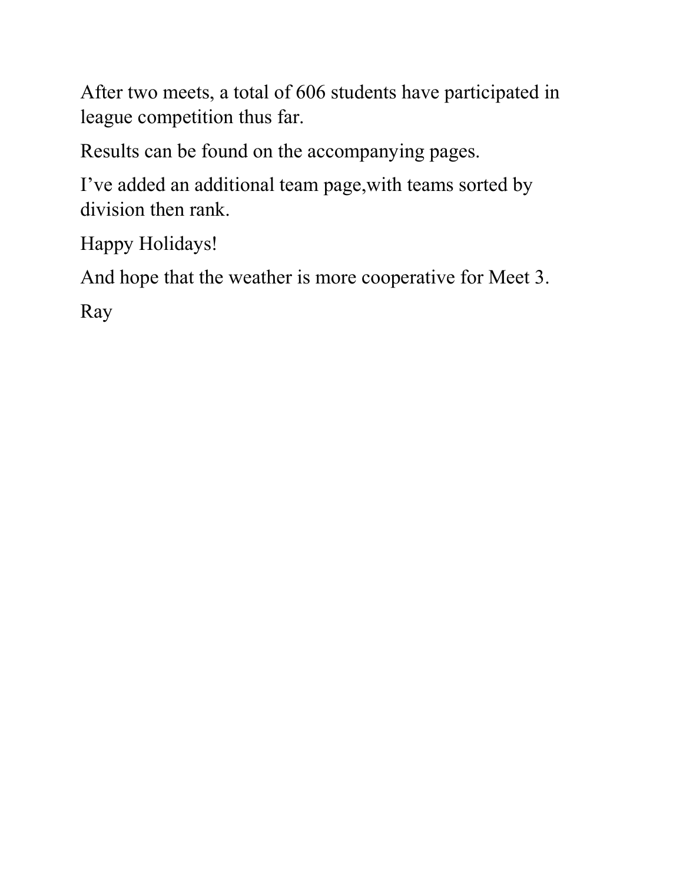After two meets, a total of 606 students have participated in league competition thus far.

Results can be found on the accompanying pages.

I've added an additional team page,with teams sorted by division then rank.

Happy Holidays!

And hope that the weather is more cooperative for Meet 3.

Ray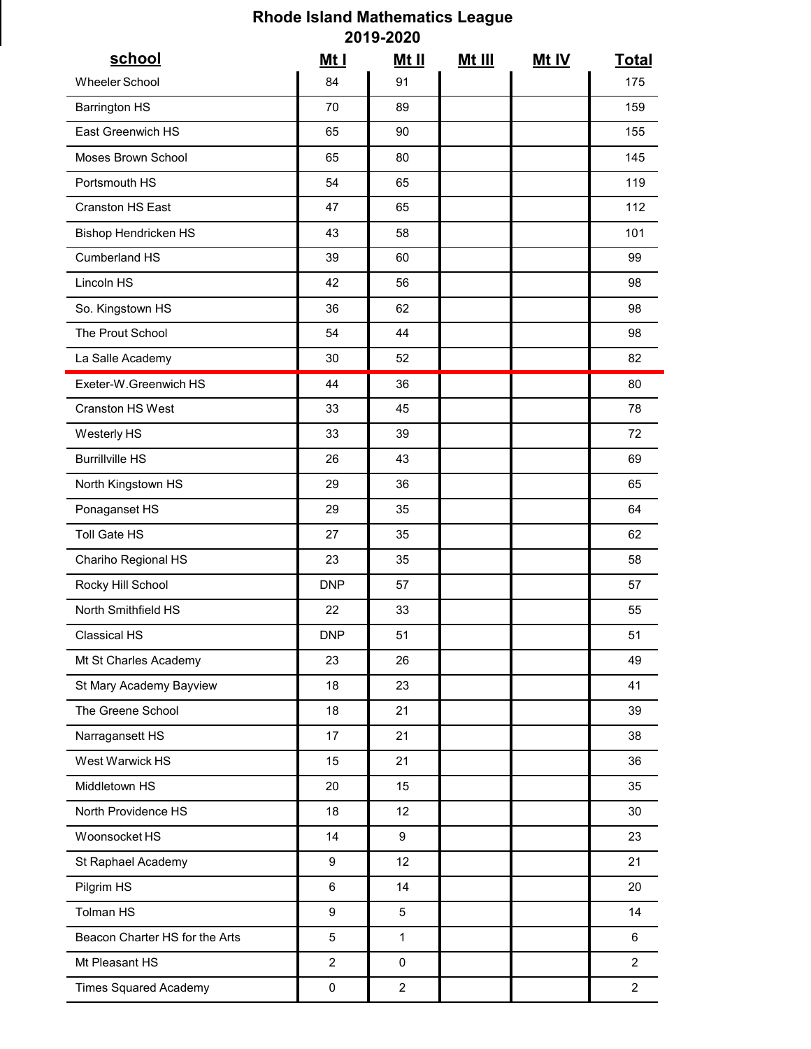# Rhode Island Mathematics League
## 2019-2020

| school | Mt I | Mt II | Mt III | Mt IV | Total |
| --- | --- | --- | --- | --- | --- |
| Wheeler School | 84 | 91 | | | 175 |
| Barrington HS | 70 | 89 | | | 159 |
| East Greenwich HS | 65 | 90 | | | 155 |
| Moses Brown School | 65 | 80 | | | 145 |
| Portsmouth HS | 54 | 65 | | | 119 |
| Cranston HS East | 47 | 65 | | | 112 |
| Bishop Hendricken HS | 43 | 58 | | | 101 |
| Cumberland HS | 39 | 60 | | | 99 |
| Lincoln HS | 42 | 56 | | | 98 |
| So. Kingstown HS | 36 | 62 | | | 98 |
| The Prout School | 54 | 44 | | | 98 |
| La Salle Academy | 30 | 52 | | | 82 |
| Exeter-W.Greenwich HS | 44 | 36 | | | 80 |
| Cranston HS West | 33 | 45 | | | 78 |
| Westerly HS | 33 | 39 | | | 72 |
| Burrillville HS | 26 | 43 | | | 69 |
| North Kingstown HS | 29 | 36 | | | 65 |
| Ponaganset HS | 29 | 35 | | | 64 |
| Toll Gate HS | 27 | 35 | | | 62 |
| Chariho Regional HS | 23 | 35 | | | 58 |
| Rocky Hill School | DNP | 57 | | | 57 |
| North Smithfield HS | 22 | 33 | | | 55 |
| Classical HS | DNP | 51 | | | 51 |
| Mt St Charles Academy | 23 | 26 | | | 49 |
| St Mary Academy Bayview | 18 | 23 | | | 41 |
| The Greene School | 18 | 21 | | | 39 |
| Narragansett HS | 17 | 21 | | | 38 |
| West Warwick HS | 15 | 21 | | | 36 |
| Middletown HS | 20 | 15 | | | 35 |
| North Providence HS | 18 | 12 | | | 30 |
| Woonsocket HS | 14 | 9 | | | 23 |
| St Raphael Academy | 9 | 12 | | | 21 |
| Pilgrim HS | 6 | 14 | | | 20 |
| Tolman HS | 9 | 5 | | | 14 |
| Beacon Charter HS for the Arts | 5 | 1 | | | 6 |
| Mt Pleasant HS | 2 | 0 | | | 2 |
| Times Squared Academy | 0 | 2 | | | 2 |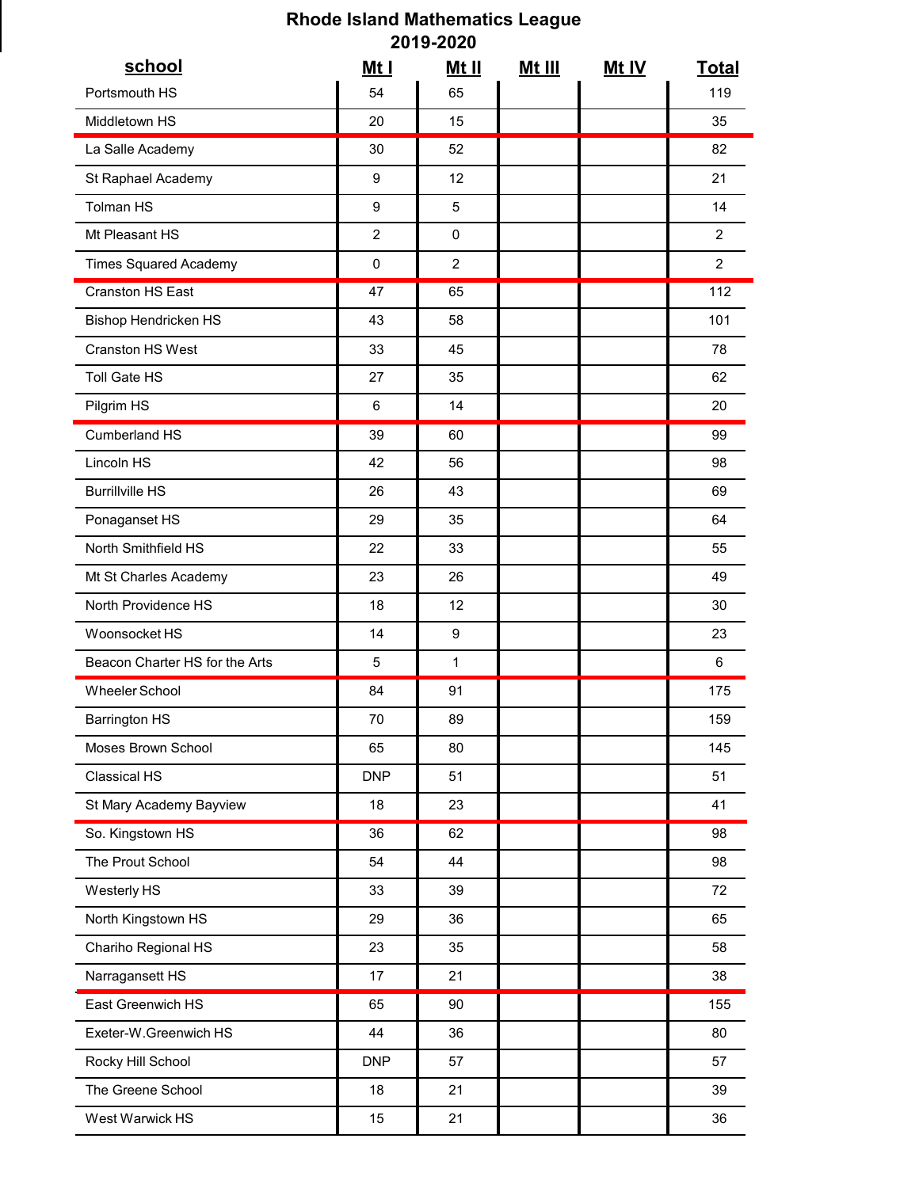# Rhode Island Mathematics League
## 2019-2020

| school | Mt I | Mt II | Mt III | Mt IV | Total |
|---|---|---|---|---|---|
| Portsmouth HS | 54 | 65 | | | 119 |
| Middletown HS | 20 | 15 | | | 35 |
| La Salle Academy | 30 | 52 | | | 82 |
| St Raphael Academy | 9 | 12 | | | 21 |
| Tolman HS | 9 | 5 | | | 14 |
| Mt Pleasant HS | 2 | 0 | | | 2 |
| Times Squared Academy | 0 | 2 | | | 2 |
| Cranston HS East | 47 | 65 | | | 112 |
| Bishop Hendricken HS | 43 | 58 | | | 101 |
| Cranston HS West | 33 | 45 | | | 78 |
| Toll Gate HS | 27 | 35 | | | 62 |
| Pilgrim HS | 6 | 14 | | | 20 |
| Cumberland HS | 39 | 60 | | | 99 |
| Lincoln HS | 42 | 56 | | | 98 |
| Burrillville HS | 26 | 43 | | | 69 |
| Ponaganset HS | 29 | 35 | | | 64 |
| North Smithfield HS | 22 | 33 | | | 55 |
| Mt St Charles Academy | 23 | 26 | | | 49 |
| North Providence HS | 18 | 12 | | | 30 |
| Woonsocket HS | 14 | 9 | | | 23 |
| Beacon Charter HS for the Arts | 5 | 1 | | | 6 |
| Wheeler School | 84 | 91 | | | 175 |
| Barrington HS | 70 | 89 | | | 159 |
| Moses Brown School | 65 | 80 | | | 145 |
| Classical HS | DNP | 51 | | | 51 |
| St Mary Academy Bayview | 18 | 23 | | | 41 |
| So. Kingstown HS | 36 | 62 | | | 98 |
| The Prout School | 54 | 44 | | | 98 |
| Westerly HS | 33 | 39 | | | 72 |
| North Kingstown HS | 29 | 36 | | | 65 |
| Chariho Regional HS | 23 | 35 | | | 58 |
| Narragansett HS | 17 | 21 | | | 38 |
| East Greenwich HS | 65 | 90 | | | 155 |
| Exeter-W.Greenwich HS | 44 | 36 | | | 80 |
| Rocky Hill School | DNP | 57 | | | 57 |
| The Greene School | 18 | 21 | | | 39 |
| West Warwick HS | 15 | 21 | | | 36 |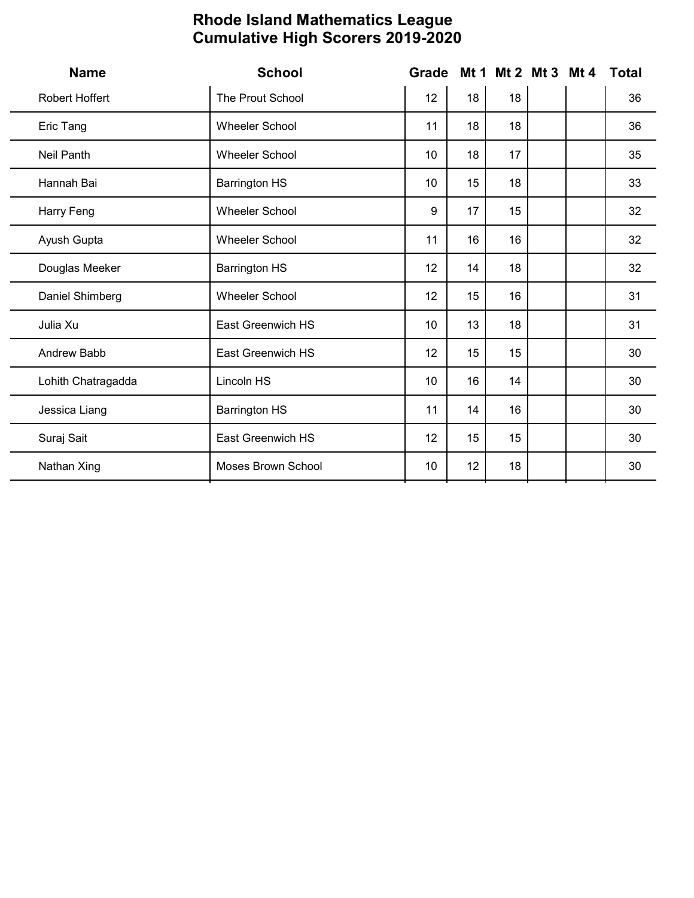# Rhode Island Mathematics League
## Cumulative High Scorers 2019-2020

| Name | School | Grade | Mt 1 | Mt 2 | Mt 3 | Mt 4 | Total |
|---|---|---|---|---|---|---|---|
| Robert Hoffert | The Prout School | 12 | 18 | 18 | | | 36 |
| Eric Tang | Wheeler School | 11 | 18 | 18 | | | 36 |
| Neil Panth | Wheeler School | 10 | 18 | 17 | | | 35 |
| Hannah Bai | Barrington HS | 10 | 15 | 18 | | | 33 |
| Harry Feng | Wheeler School | 9 | 17 | 15 | | | 32 |
| Ayush Gupta | Wheeler School | 11 | 16 | 16 | | | 32 |
| Douglas Meeker | Barrington HS | 12 | 14 | 18 | | | 32 |
| Daniel Shimberg | Wheeler School | 12 | 15 | 16 | | | 31 |
| Julia Xu | East Greenwich HS | 10 | 13 | 18 | | | 31 |
| Andrew Babb | East Greenwich HS | 12 | 15 | 15 | | | 30 |
| Lohith Chatragadda | Lincoln HS | 10 | 16 | 14 | | | 30 |
| Jessica Liang | Barrington HS | 11 | 14 | 16 | | | 30 |
| Suraj Sait | East Greenwich HS | 12 | 15 | 15 | | | 30 |
| Nathan Xing | Moses Brown School | 10 | 12 | 18 | | | 30 |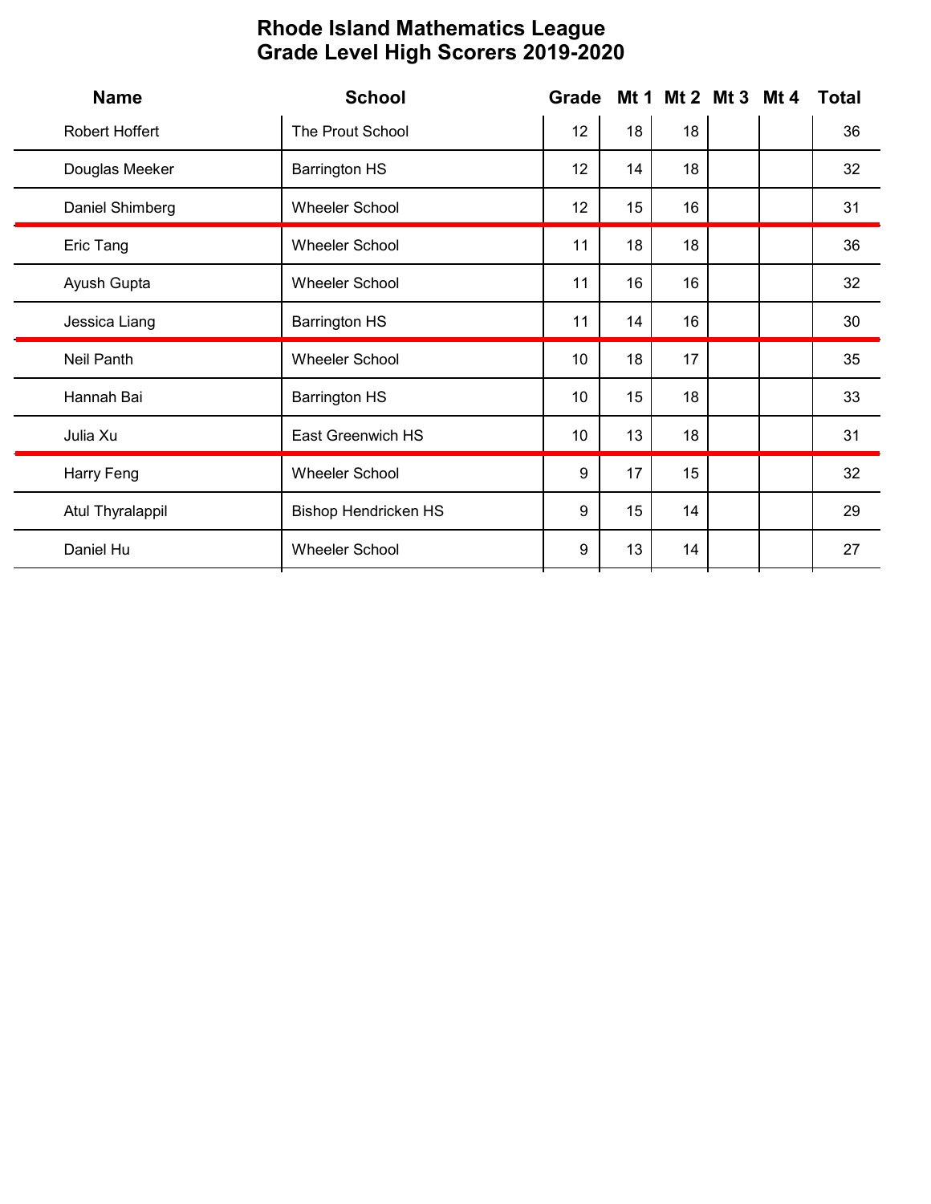# Rhode Island Mathematics League
## Grade Level High Scorers 2019-2020

| Name | School | Grade | Mt 1 | Mt 2 | Mt 3 | Mt 4 | Total |
|---|---|---|---|---|---|---|---|
| Robert Hoffert | The Prout School | 12 | 18 | 18 | | | 36 |
| Douglas Meeker | Barrington HS | 12 | 14 | 18 | | | 32 |
| Daniel Shimberg | Wheeler School | 12 | 15 | 16 | | | 31 |
| Eric Tang | Wheeler School | 11 | 18 | 18 | | | 36 |
| Ayush Gupta | Wheeler School | 11 | 16 | 16 | | | 32 |
| Jessica Liang | Barrington HS | 11 | 14 | 16 | | | 30 |
| Neil Panth | Wheeler School | 10 | 18 | 17 | | | 35 |
| Hannah Bai | Barrington HS | 10 | 15 | 18 | | | 33 |
| Julia Xu | East Greenwich HS | 10 | 13 | 18 | | | 31 |
| Harry Feng | Wheeler School | 9 | 17 | 15 | | | 32 |
| Atul Thyralappil | Bishop Hendricken HS | 9 | 15 | 14 | | | 29 |
| Daniel Hu | Wheeler School | 9 | 13 | 14 | | | 27 |